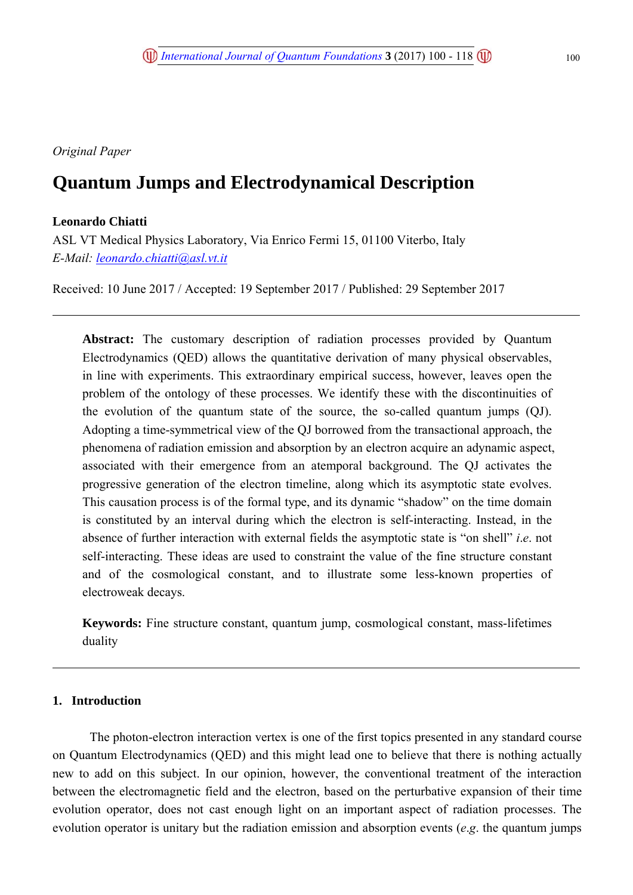*Original Paper*

# Quantum Jumps and Electrodynamical Description

**Leonardo Chiatti**

ASL VT Medical Physics Laboratory, Via Enrico Fermi 15, 01100 Viterbo, Italy

*E-Mail: leonardo.chiatti@asl.vt.it*

Received: 10 June 2017 / Accepted: 19 September 2017 / Published: 29 September 2017

---

**Abstract:** The customary description of radiation processes provided by Quantum Electrodynamics (QED) allows the quantitative derivation of many physical observables, in line with experiments. This extraordinary empirical success, however, leaves open the problem of the ontology of these processes. We identify these with the discontinuities of the evolution of the quantum state of the source, the so-called quantum jumps (QJ). Adopting a time-symmetrical view of the QJ borrowed from the transactional approach, the phenomena of radiation emission and absorption by an electron acquire an adynamic aspect, associated with their emergence from an atemporal background. The QJ activates the progressive generation of the electron timeline, along which its asymptotic state evolves. This causation process is of the formal type, and its dynamic "shadow" on the time domain is constituted by an interval during which the electron is self-interacting. Instead, in the absence of further interaction with external fields the asymptotic state is "on shell" *i.e*. not self-interacting. These ideas are used to constraint the value of the fine structure constant and of the cosmological constant, and to illustrate some less-known properties of electroweak decays.

**Keywords:** Fine structure constant, quantum jump, cosmological constant, mass-lifetimes duality

---

## 1. Introduction

The photon-electron interaction vertex is one of the first topics presented in any standard course on Quantum Electrodynamics (QED) and this might lead one to believe that there is nothing actually new to add on this subject. In our opinion, however, the conventional treatment of the interaction between the electromagnetic field and the electron, based on the perturbative expansion of their time evolution operator, does not cast enough light on an important aspect of radiation processes. The evolution operator is unitary but the radiation emission and absorption events (*e.g*. the quantum jumps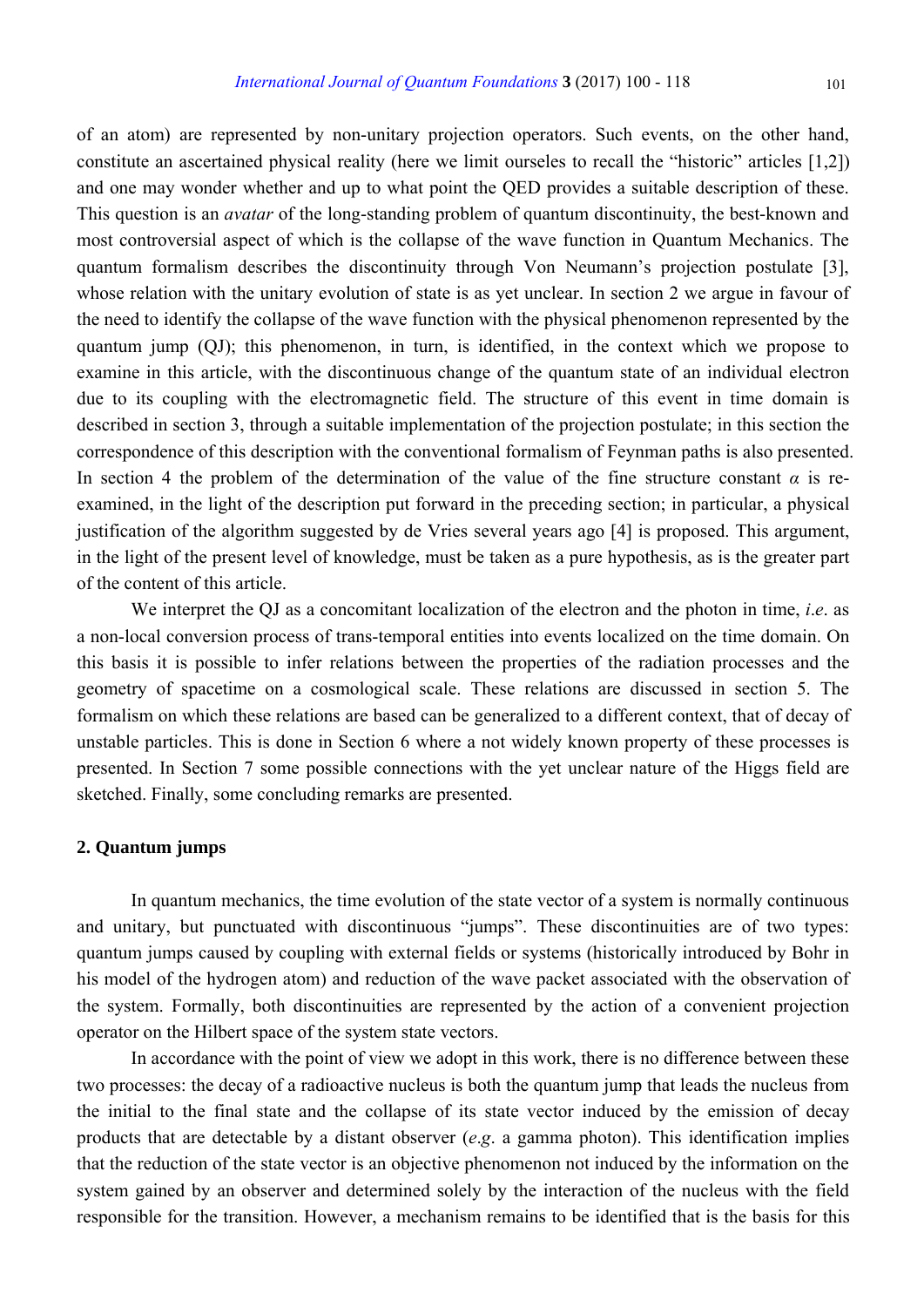of an atom) are represented by non-unitary projection operators. Such events, on the other hand, constitute an ascertained physical reality (here we limit ourseles to recall the "historic" articles [1,2]) and one may wonder whether and up to what point the QED provides a suitable description of these. This question is an *avatar* of the long-standing problem of quantum discontinuity, the best-known and most controversial aspect of which is the collapse of the wave function in Quantum Mechanics. The quantum formalism describes the discontinuity through Von Neumann's projection postulate [3], whose relation with the unitary evolution of state is as yet unclear. In section 2 we argue in favour of the need to identify the collapse of the wave function with the physical phenomenon represented by the quantum jump (QJ); this phenomenon, in turn, is identified, in the context which we propose to examine in this article, with the discontinuous change of the quantum state of an individual electron due to its coupling with the electromagnetic field. The structure of this event in time domain is described in section 3, through a suitable implementation of the projection postulate; in this section the correspondence of this description with the conventional formalism of Feynman paths is also presented. In section 4 the problem of the determination of the value of the fine structure constant $\alpha$ is re-examined, in the light of the description put forward in the preceding section; in particular, a physical justification of the algorithm suggested by de Vries several years ago [4] is proposed. This argument, in the light of the present level of knowledge, must be taken as a pure hypothesis, as is the greater part of the content of this article.

We interpret the QJ as a concomitant localization of the electron and the photon in time, *i.e*. as a non-local conversion process of trans-temporal entities into events localized on the time domain. On this basis it is possible to infer relations between the properties of the radiation processes and the geometry of spacetime on a cosmological scale. These relations are discussed in section 5. The formalism on which these relations are based can be generalized to a different context, that of decay of unstable particles. This is done in Section 6 where a not widely known property of these processes is presented. In Section 7 some possible connections with the yet unclear nature of the Higgs field are sketched. Finally, some concluding remarks are presented.

## 2. Quantum jumps

In quantum mechanics, the time evolution of the state vector of a system is normally continuous and unitary, but punctuated with discontinuous "jumps". These discontinuities are of two types: quantum jumps caused by coupling with external fields or systems (historically introduced by Bohr in his model of the hydrogen atom) and reduction of the wave packet associated with the observation of the system. Formally, both discontinuities are represented by the action of a convenient projection operator on the Hilbert space of the system state vectors.

In accordance with the point of view we adopt in this work, there is no difference between these two processes: the decay of a radioactive nucleus is both the quantum jump that leads the nucleus from the initial to the final state and the collapse of its state vector induced by the emission of decay products that are detectable by a distant observer (*e.g*. a gamma photon). This identification implies that the reduction of the state vector is an objective phenomenon not induced by the information on the system gained by an observer and determined solely by the interaction of the nucleus with the field responsible for the transition. However, a mechanism remains to be identified that is the basis for this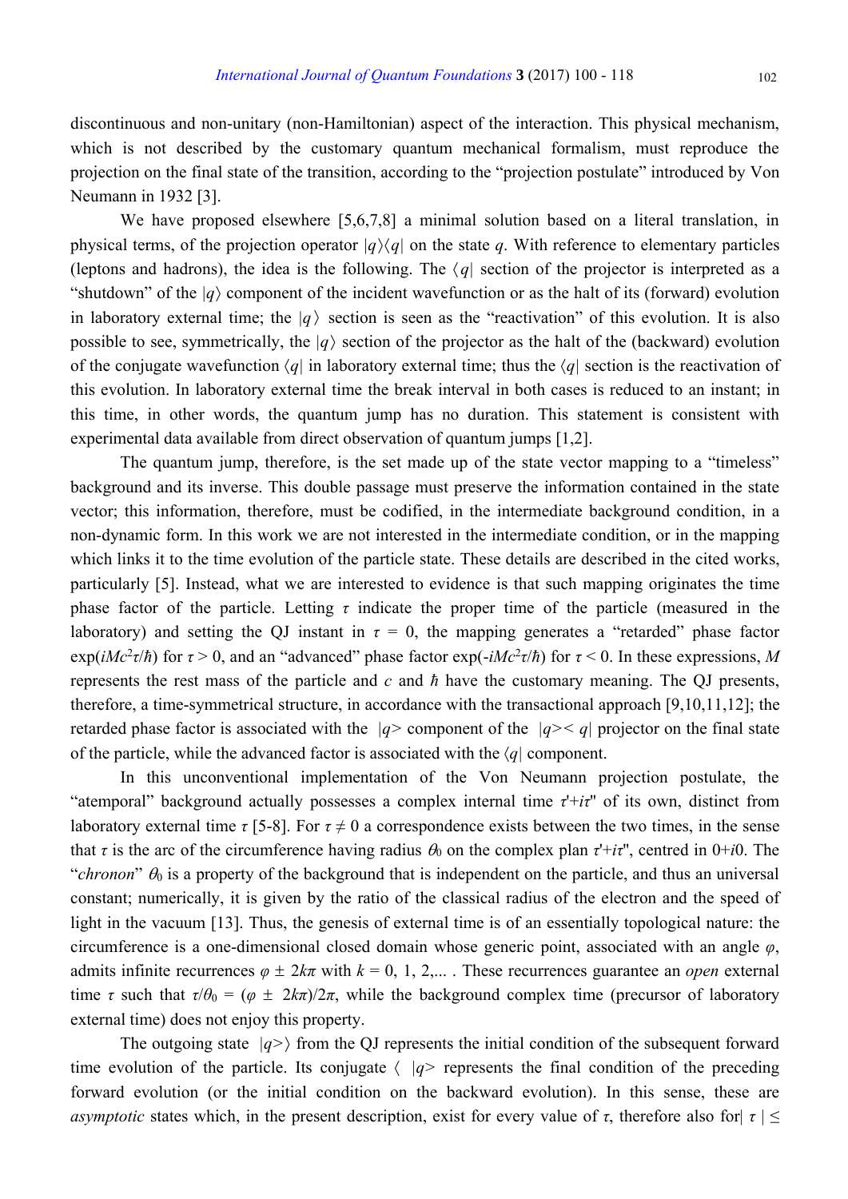discontinuous and non-unitary (non-Hamiltonian) aspect of the interaction. This physical mechanism, which is not described by the customary quantum mechanical formalism, must reproduce the projection on the final state of the transition, according to the "projection postulate" introduced by Von Neumann in 1932 [3].

We have proposed elsewhere [5,6,7,8] a minimal solution based on a literal translation, in physical terms, of the projection operator $|q\rangle\langle q|$ on the state *q*. With reference to elementary particles (leptons and hadrons), the idea is the following. The $\langle q|$ section of the projector is interpreted as a "shutdown" of the $|q\rangle$ component of the incident wavefunction or as the halt of its (forward) evolution in laboratory external time; the $|q\rangle$ section is seen as the "reactivation" of this evolution. It is also possible to see, symmetrically, the $|q\rangle$ section of the projector as the halt of the (backward) evolution of the conjugate wavefunction $\langle q|$ in laboratory external time; thus the $\langle q|$ section is the reactivation of this evolution. In laboratory external time the break interval in both cases is reduced to an instant; in this time, in other words, the quantum jump has no duration. This statement is consistent with experimental data available from direct observation of quantum jumps [1,2].

The quantum jump, therefore, is the set made up of the state vector mapping to a "timeless" background and its inverse. This double passage must preserve the information contained in the state vector; this information, therefore, must be codified, in the intermediate background condition, in a non-dynamic form. In this work we are not interested in the intermediate condition, or in the mapping which links it to the time evolution of the particle state. These details are described in the cited works, particularly [5]. Instead, what we are interested to evidence is that such mapping originates the time phase factor of the particle. Letting $\tau$ indicate the proper time of the particle (measured in the laboratory) and setting the QJ instant in $\tau = 0$, the mapping generates a "retarded" phase factor $\exp(iMc^2\tau/\hbar)$ for $\tau > 0$, and an "advanced" phase factor $\exp(-iMc^2\tau/\hbar)$ for $\tau < 0$. In these expressions, *M* represents the rest mass of the particle and *c* and $\hbar$ have the customary meaning. The QJ presents, therefore, a time-symmetrical structure, in accordance with the transactional approach [9,10,11,12]; the retarded phase factor is associated with the $|q\rangle$ component of the $|q\rangle\langle q|$ projector on the final state of the particle, while the advanced factor is associated with the $\langle q|$ component.

In this unconventional implementation of the Von Neumann projection postulate, the "atemporal" background actually possesses a complex internal time $\tau'+i\tau''$ of its own, distinct from laboratory external time $\tau$ [5-8]. For $\tau \neq 0$ a correspondence exists between the two times, in the sense that $\tau$ is the arc of the circumference having radius $\theta_0$ on the complex plan $\tau'+i\tau''$, centred in $0+i0$. The "*chronon*" $\theta_0$ is a property of the background that is independent on the particle, and thus an universal constant; numerically, it is given by the ratio of the classical radius of the electron and the speed of light in the vacuum [13]. Thus, the genesis of external time is of an essentially topological nature: the circumference is a one-dimensional closed domain whose generic point, associated with an angle $\varphi$, admits infinite recurrences $\varphi \pm 2k\pi$ with $k = 0, 1, 2,...$ . These recurrences guarantee an *open* external time $\tau$ such that $\tau/\theta_0 = (\varphi \pm 2k\pi)/2\pi$, while the background complex time (precursor of laboratory external time) does not enjoy this property.

The outgoing state $|q\rangle$ from the QJ represents the initial condition of the subsequent forward time evolution of the particle. Its conjugate $\langle q|$ represents the final condition of the preceding forward evolution (or the initial condition on the backward evolution). In this sense, these are *asymptotic* states which, in the present description, exist for every value of $\tau$, therefore also for $|\tau| \leq$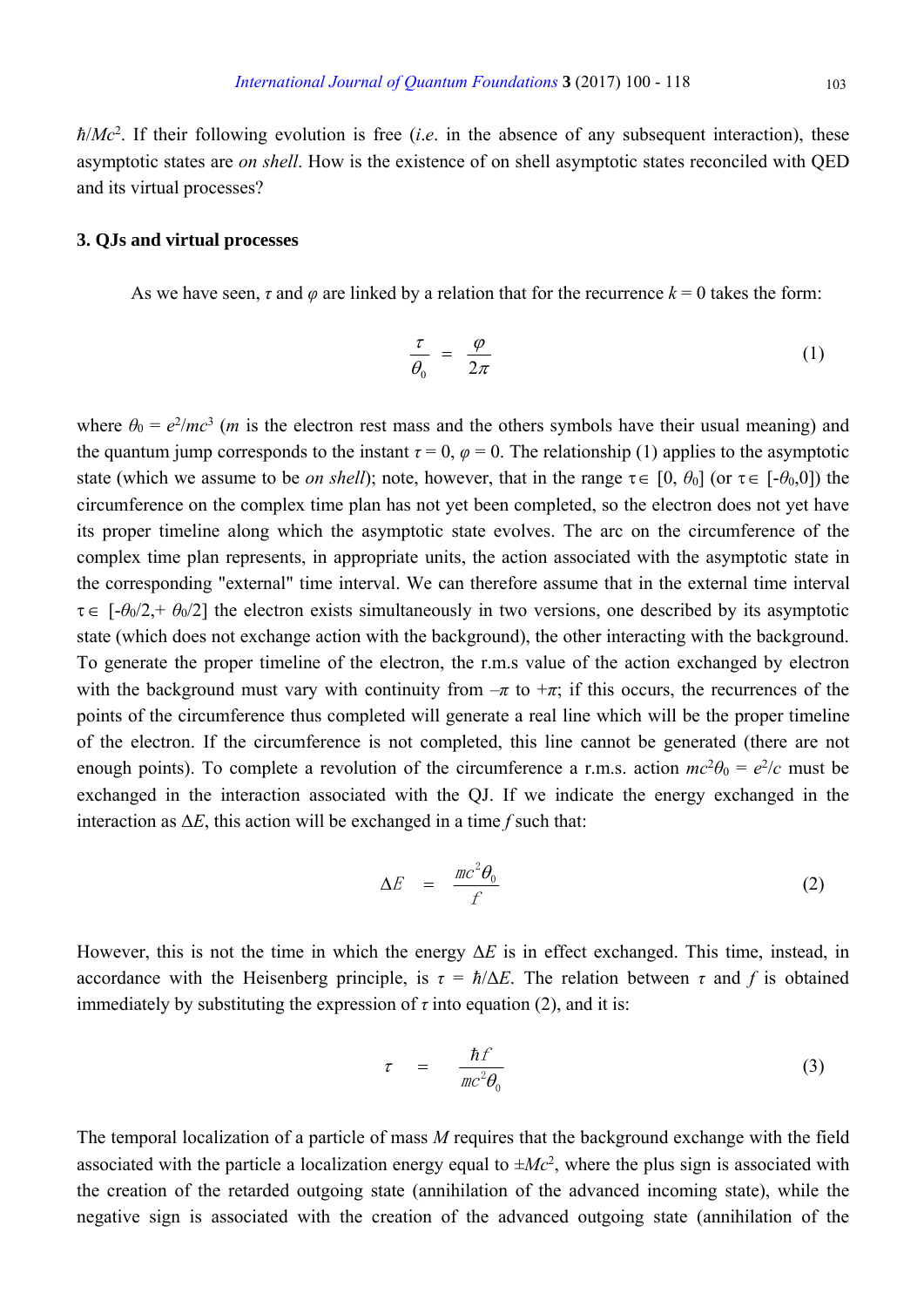$\hbar/Mc^2$. If their following evolution is free (*i.e*. in the absence of any subsequent interaction), these asymptotic states are *on shell*. How is the existence of on shell asymptotic states reconciled with QED and its virtual processes?

### 3. QJs and virtual processes

As we have seen, $\tau$ and $\varphi$ are linked by a relation that for the recurrence $k = 0$ takes the form:

$$\frac{\tau}{\theta_0} = \frac{\varphi}{2\pi} \tag{1}$$

where $\theta_0 = e^2/mc^3$ ($m$ is the electron rest mass and the others symbols have their usual meaning) and the quantum jump corresponds to the instant $\tau = 0$, $\varphi = 0$. The relationship (1) applies to the asymptotic state (which we assume to be *on shell*); note, however, that in the range $\tau \in [0, \theta_0]$ (or $\tau \in [-\theta_0, 0]$) the circumference on the complex time plan has not yet been completed, so the electron does not yet have its proper timeline along which the asymptotic state evolves. The arc on the circumference of the complex time plan represents, in appropriate units, the action associated with the asymptotic state in the corresponding "external" time interval. We can therefore assume that in the external time interval $\tau \in [-\theta_0/2, +\theta_0/2]$ the electron exists simultaneously in two versions, one described by its asymptotic state (which does not exchange action with the background), the other interacting with the background. To generate the proper timeline of the electron, the r.m.s value of the action exchanged by electron with the background must vary with continuity from $-\pi$ to $+\pi$; if this occurs, the recurrences of the points of the circumference thus completed will generate a real line which will be the proper timeline of the electron. If the circumference is not completed, this line cannot be generated (there are not enough points). To complete a revolution of the circumference a r.m.s. action $mc^2\theta_0 = e^2/c$ must be exchanged in the interaction associated with the QJ. If we indicate the energy exchanged in the interaction as $\Delta E$, this action will be exchanged in a time $f$ such that:

$$\Delta E = \frac{mc^2\theta_0}{f} \tag{2}$$

However, this is not the time in which the energy $\Delta E$ is in effect exchanged. This time, instead, in accordance with the Heisenberg principle, is $\tau = \hbar/\Delta E$. The relation between $\tau$ and $f$ is obtained immediately by substituting the expression of $\tau$ into equation (2), and it is:

$$\tau = \frac{\hbar f}{mc^2\theta_0} \tag{3}$$

The temporal localization of a particle of mass $M$ requires that the background exchange with the field associated with the particle a localization energy equal to $\pm Mc^2$, where the plus sign is associated with the creation of the retarded outgoing state (annihilation of the advanced incoming state), while the negative sign is associated with the creation of the advanced outgoing state (annihilation of the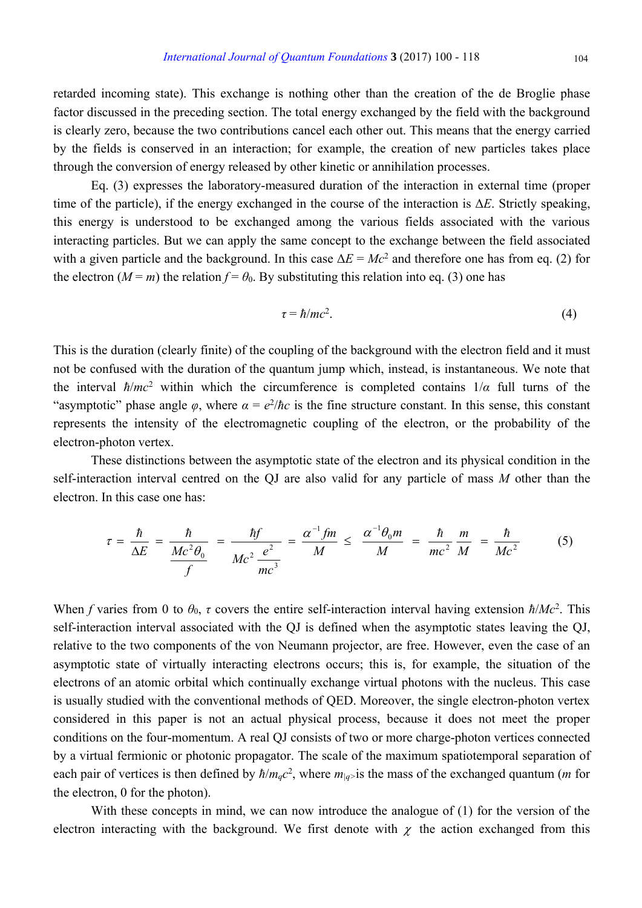retarded incoming state). This exchange is nothing other than the creation of the de Broglie phase factor discussed in the preceding section. The total energy exchanged by the field with the background is clearly zero, because the two contributions cancel each other out. This means that the energy carried by the fields is conserved in an interaction; for example, the creation of new particles takes place through the conversion of energy released by other kinetic or annihilation processes.

Eq. (3) expresses the laboratory-measured duration of the interaction in external time (proper time of the particle), if the energy exchanged in the course of the interaction is $\Delta E$. Strictly speaking, this energy is understood to be exchanged among the various fields associated with the various interacting particles. But we can apply the same concept to the exchange between the field associated with a given particle and the background. In this case $\Delta E = Mc^2$ and therefore one has from eq. (2) for the electron ($M = m$) the relation $f = \theta_0$. By substituting this relation into eq. (3) one has

$$\tau = \hbar/mc^2. \tag{4}$$

This is the duration (clearly finite) of the coupling of the background with the electron field and it must not be confused with the duration of the quantum jump which, instead, is instantaneous. We note that the interval $\hbar/mc^2$ within which the circumference is completed contains $1/\alpha$ full turns of the "asymptotic" phase angle $\varphi$, where $\alpha = e^2/\hbar c$ is the fine structure constant. In this sense, this constant represents the intensity of the electromagnetic coupling of the electron, or the probability of the electron-photon vertex.

These distinctions between the asymptotic state of the electron and its physical condition in the self-interaction interval centred on the QJ are also valid for any particle of mass $M$ other than the electron. In this case one has:

$$\tau = \frac{\hbar}{\Delta E} = \frac{\hbar}{\dfrac{Mc^2\theta_0}{f}} = \frac{\hbar f}{Mc^2 \dfrac{e^2}{mc^3}} = \frac{\alpha^{-1} f m}{M} \leq \frac{\alpha^{-1}\theta_0 m}{M} = \frac{\hbar}{mc^2}\frac{m}{M} = \frac{\hbar}{Mc^2} \tag{5}$$

When $f$ varies from 0 to $\theta_0$, $\tau$ covers the entire self-interaction interval having extension $\hbar/Mc^2$. This self-interaction interval associated with the QJ is defined when the asymptotic states leaving the QJ, relative to the two components of the von Neumann projector, are free. However, even the case of an asymptotic state of virtually interacting electrons occurs; this is, for example, the situation of the electrons of an atomic orbital which continually exchange virtual photons with the nucleus. This case is usually studied with the conventional methods of QED. Moreover, the single electron-photon vertex considered in this paper is not an actual physical process, because it does not meet the proper conditions on the four-momentum. A real QJ consists of two or more charge-photon vertices connected by a virtual fermionic or photonic propagator. The scale of the maximum spatiotemporal separation of each pair of vertices is then defined by $\hbar/m_q c^2$, where $m_{|q>}$ is the mass of the exchanged quantum ($m$ for the electron, 0 for the photon).

With these concepts in mind, we can now introduce the analogue of (1) for the version of the electron interacting with the background. We first denote with $\chi$ the action exchanged from this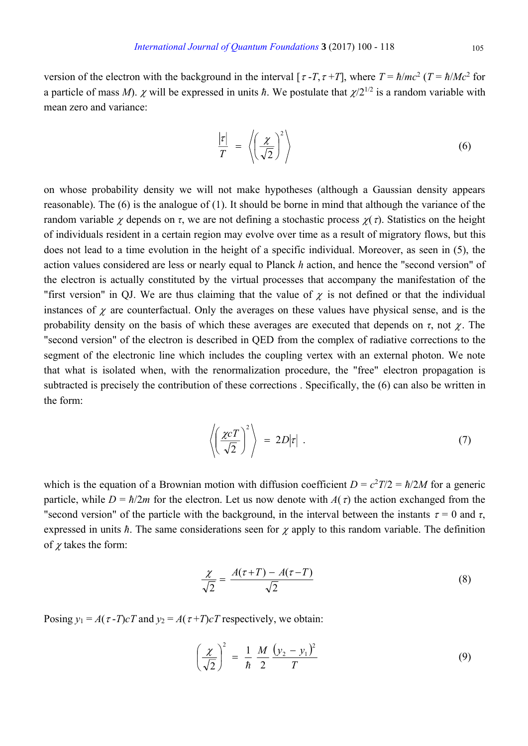version of the electron with the background in the interval [$\tau$ -$T$, $\tau$ +$T$], where $T = \hbar/mc^2$ ($T = \hbar/Mc^2$ for a particle of mass $M$). $\chi$ will be expressed in units $\hbar$. We postulate that $\chi/2^{1/2}$ is a random variable with mean zero and variance:

$$\frac{|\tau|}{T} = \left\langle \left( \frac{\chi}{\sqrt{2}} \right)^2 \right\rangle \tag{6}$$

on whose probability density we will not make hypotheses (although a Gaussian density appears reasonable). The (6) is the analogue of (1). It should be borne in mind that although the variance of the random variable $\chi$ depends on $\tau$, we are not defining a stochastic process $\chi(\tau)$. Statistics on the height of individuals resident in a certain region may evolve over time as a result of migratory flows, but this does not lead to a time evolution in the height of a specific individual. Moreover, as seen in (5), the action values considered are less or nearly equal to Planck $h$ action, and hence the "second version" of the electron is actually constituted by the virtual processes that accompany the manifestation of the "first version" in QJ. We are thus claiming that the value of $\chi$ is not defined or that the individual instances of $\chi$ are counterfactual. Only the averages on these values have physical sense, and is the probability density on the basis of which these averages are executed that depends on $\tau$, not $\chi$. The "second version" of the electron is described in QED from the complex of radiative corrections to the segment of the electronic line which includes the coupling vertex with an external photon. We note that what is isolated when, with the renormalization procedure, the "free" electron propagation is subtracted is precisely the contribution of these corrections . Specifically, the (6) can also be written in the form:

$$\left\langle \left( \frac{\chi c T}{\sqrt{2}} \right)^2 \right\rangle = 2D|\tau| \ . \tag{7}$$

which is the equation of a Brownian motion with diffusion coefficient $D = c^2T/2 = \hbar/2M$ for a generic particle, while $D = \hbar/2m$ for the electron. Let us now denote with $A(\tau)$ the action exchanged from the "second version" of the particle with the background, in the interval between the instants $\tau = 0$ and $\tau$, expressed in units $\hbar$. The same considerations seen for $\chi$ apply to this random variable. The definition of $\chi$ takes the form:

$$\frac{\chi}{\sqrt{2}} = \frac{A(\tau + T) - A(\tau - T)}{\sqrt{2}} \tag{8}$$

Posing $y_1 = A(\tau - T)cT$ and $y_2 = A(\tau + T)cT$ respectively, we obtain:

$$\left( \frac{\chi}{\sqrt{2}} \right)^2 = \frac{1}{\hbar} \frac{M}{2} \frac{(y_2 - y_1)^2}{T} \tag{9}$$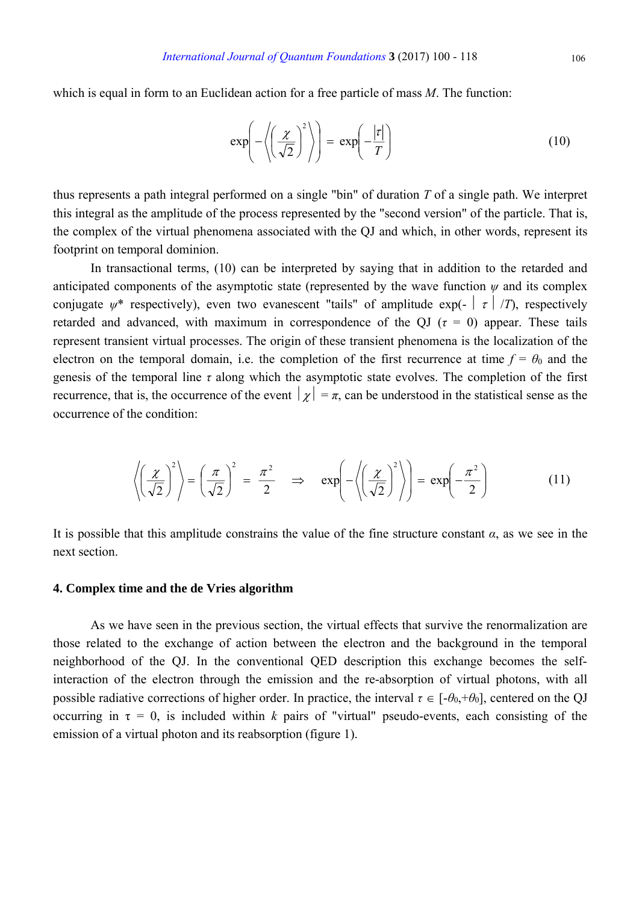which is equal in form to an Euclidean action for a free particle of mass $M$. The function:

$$\exp\left(-\left\langle\left(\frac{\chi}{\sqrt{2}}\right)^2\right\rangle\right) = \exp\left(-\frac{|\tau|}{T}\right) \tag{10}$$

thus represents a path integral performed on a single "bin" of duration $T$ of a single path. We interpret this integral as the amplitude of the process represented by the "second version" of the particle. That is, the complex of the virtual phenomena associated with the QJ and which, in other words, represent its footprint on temporal dominion.

In transactional terms, (10) can be interpreted by saying that in addition to the retarded and anticipated components of the asymptotic state (represented by the wave function $\psi$ and its complex conjugate $\psi^*$ respectively), even two evanescent "tails" of amplitude $\exp(-|\tau|/T)$, respectively retarded and advanced, with maximum in correspondence of the QJ ($\tau = 0$) appear. These tails represent transient virtual processes. The origin of these transient phenomena is the localization of the electron on the temporal domain, i.e. the completion of the first recurrence at time $f = \theta_0$ and the genesis of the temporal line $\tau$ along which the asymptotic state evolves. The completion of the first recurrence, that is, the occurrence of the event $|\chi| = \pi$, can be understood in the statistical sense as the occurrence of the condition:

$$\left\langle\left(\frac{\chi}{\sqrt{2}}\right)^2\right\rangle = \left(\frac{\pi}{\sqrt{2}}\right)^2 = \frac{\pi^2}{2} \quad \Rightarrow \quad \exp\left(-\left\langle\left(\frac{\chi}{\sqrt{2}}\right)^2\right\rangle\right) = \exp\left(-\frac{\pi^2}{2}\right) \tag{11}$$

It is possible that this amplitude constrains the value of the fine structure constant $\alpha$, as we see in the next section.

## 4. Complex time and the de Vries algorithm

As we have seen in the previous section, the virtual effects that survive the renormalization are those related to the exchange of action between the electron and the background in the temporal neighborhood of the QJ. In the conventional QED description this exchange becomes the self-interaction of the electron through the emission and the re-absorption of virtual photons, with all possible radiative corrections of higher order. In practice, the interval $\tau \in [-\theta_0,+\theta_0]$, centered on the QJ occurring in $\tau = 0$, is included within $k$ pairs of "virtual" pseudo-events, each consisting of the emission of a virtual photon and its reabsorption (figure 1).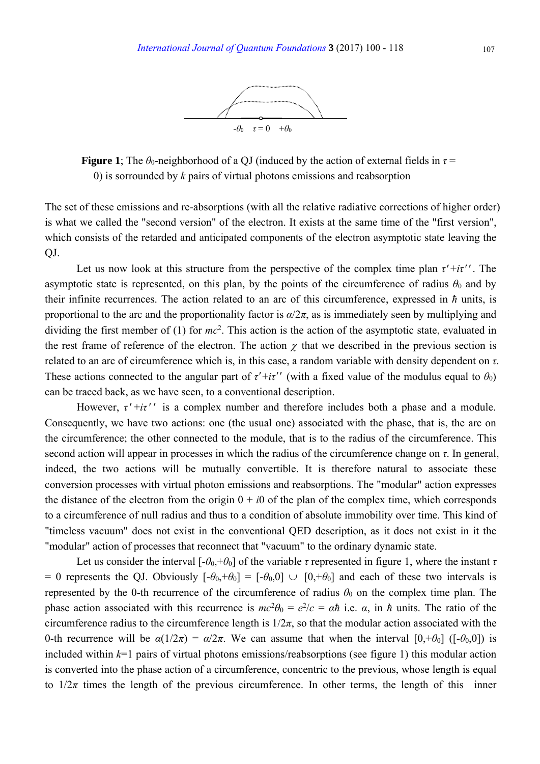**Figure 1**; The $\theta_0$-neighborhood of a QJ (induced by the action of external fields in $\tau = 0$) is surrounded by $k$ pairs of virtual photons emissions and reabsorption

The set of these emissions and re-absorptions (with all the relative radiative corrections of higher order) is what we called the "second version" of the electron. It exists at the same time of the "first version", which consists of the retarded and anticipated components of the electron asymptotic state leaving the QJ.

Let us now look at this structure from the perspective of the complex time plan $\tau' + i\tau''$. The asymptotic state is represented, on this plan, by the points of the circumference of radius $\theta_0$ and by their infinite recurrences. The action related to an arc of this circumference, expressed in $\hbar$ units, is proportional to the arc and the proportionality factor is $\alpha/2\pi$, as is immediately seen by multiplying and dividing the first member of (1) for $mc^2$. This action is the action of the asymptotic state, evaluated in the rest frame of reference of the electron. The action $\chi$ that we described in the previous section is related to an arc of circumference which is, in this case, a random variable with density dependent on $\tau$. These actions connected to the angular part of $\tau' + i\tau''$ (with a fixed value of the modulus equal to $\theta_0$) can be traced back, as we have seen, to a conventional description.

However, $\tau' + i\tau''$ is a complex number and therefore includes both a phase and a module. Consequently, we have two actions: one (the usual one) associated with the phase, that is, the arc on the circumference; the other connected to the module, that is to the radius of the circumference. This second action will appear in processes in which the radius of the circumference change on $\tau$. In general, indeed, the two actions will be mutually convertible. It is therefore natural to associate these conversion processes with virtual photon emissions and reabsorptions. The "modular" action expresses the distance of the electron from the origin $0 + i0$ of the plan of the complex time, which corresponds to a circumference of null radius and thus to a condition of absolute immobility over time. This kind of "timeless vacuum" does not exist in the conventional QED description, as it does not exist in it the "modular" action of processes that reconnect that "vacuum" to the ordinary dynamic state.

Let us consider the interval $[-\theta_0, +\theta_0]$ of the variable $\tau$ represented in figure 1, where the instant $\tau = 0$ represents the QJ. Obviously $[-\theta_0, +\theta_0] = [-\theta_0, 0] \cup [0, +\theta_0]$ and each of these two intervals is represented by the 0-th recurrence of the circumference of radius $\theta_0$ on the complex time plan. The phase action associated with this recurrence is $mc^2\theta_0 = e^2/c = \alpha\hbar$ i.e. $\alpha$, in $\hbar$ units. The ratio of the circumference radius to the circumference length is $1/2\pi$, so that the modular action associated with the 0-th recurrence will be $\alpha(1/2\pi) = \alpha/2\pi$. We can assume that when the interval $[0, +\theta_0]$ ($[-\theta_0, 0]$) is included within $k$=1 pairs of virtual photons emissions/reabsorptions (see figure 1) this modular action is converted into the phase action of a circumference, concentric to the previous, whose length is equal to $1/2\pi$ times the length of the previous circumference. In other terms, the length of this inner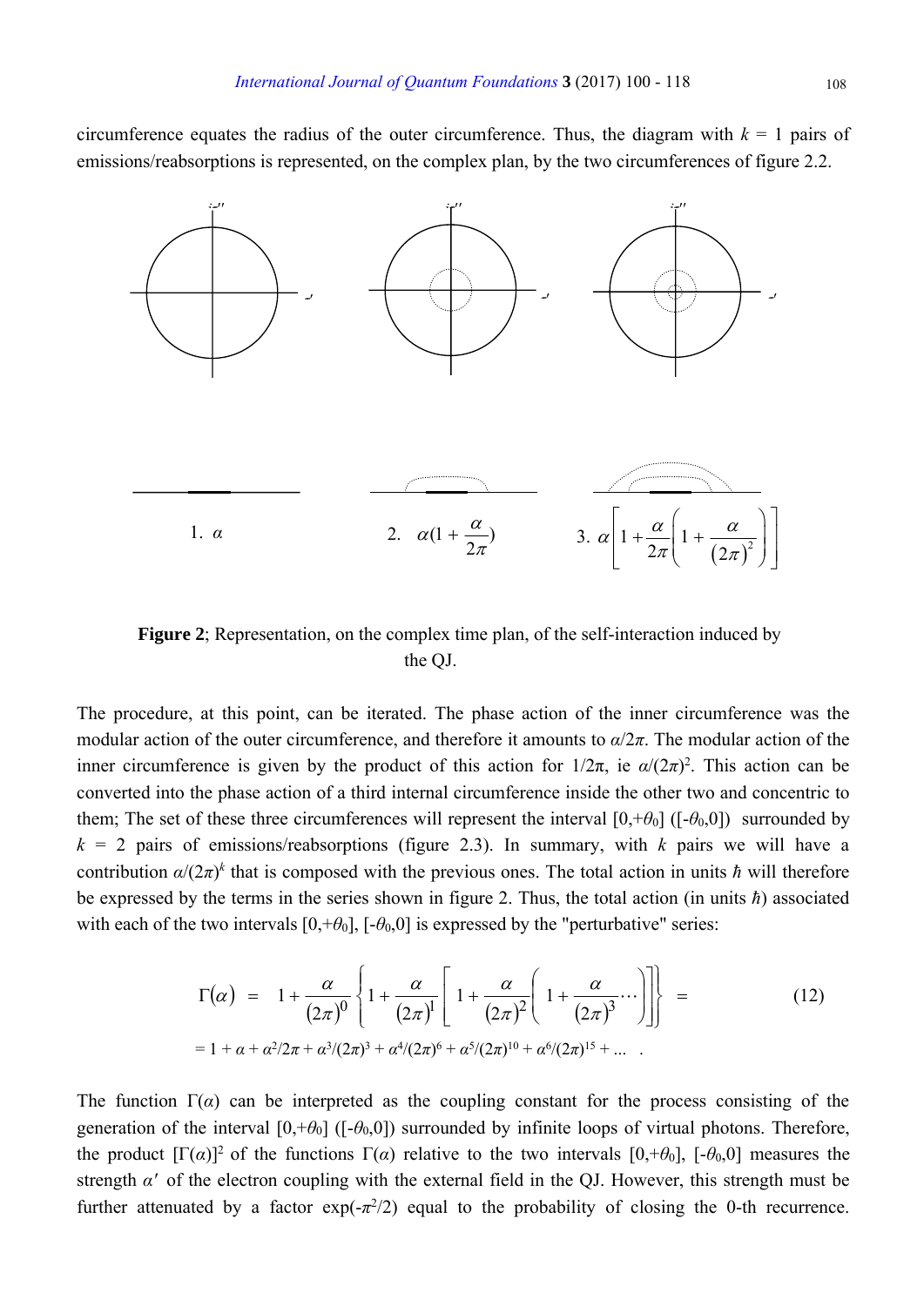circumference equates the radius of the outer circumference. Thus, the diagram with $k = 1$ pairs of emissions/reabsorptions is represented, on the complex plan, by the two circumferences of figure 2.2.

1. $\alpha$ 2. $\alpha(1 + \frac{\alpha}{2\pi})$ 3. $\alpha\left[1 + \frac{\alpha}{2\pi}\left(1 + \frac{\alpha}{(2\pi)^2}\right)\right]$

**Figure 2**; Representation, on the complex time plan, of the self-interaction induced by the QJ.

The procedure, at this point, can be iterated. The phase action of the inner circumference was the modular action of the outer circumference, and therefore it amounts to $\alpha/2\pi$. The modular action of the inner circumference is given by the product of this action for $1/2\pi$, ie $\alpha/(2\pi)^2$. This action can be converted into the phase action of a third internal circumference inside the other two and concentric to them; The set of these three circumferences will represent the interval $[0,+\theta_0]$ ($[-\theta_0,0]$) surrounded by $k = 2$ pairs of emissions/reabsorptions (figure 2.3). In summary, with $k$ pairs we will have a contribution $\alpha/(2\pi)^k$ that is composed with the previous ones. The total action in units $\hbar$ will therefore be expressed by the terms in the series shown in figure 2. Thus, the total action (in units $\hbar$) associated with each of the two intervals $[0,+\theta_0]$, $[-\theta_0,0]$ is expressed by the "perturbative" series:

$$\Gamma(\alpha) = 1 + \frac{\alpha}{(2\pi)^0}\left\{1 + \frac{\alpha}{(2\pi)^1}\left[1 + \frac{\alpha}{(2\pi)^2}\left(1 + \frac{\alpha}{(2\pi)^3}\cdots\right)\right]\right\} = \tag{12}$$

$$= 1 + \alpha + \alpha^2/2\pi + \alpha^3/(2\pi)^3 + \alpha^4/(2\pi)^6 + \alpha^5/(2\pi)^{10} + \alpha^6/(2\pi)^{15} + \ldots$$

The function $\Gamma(\alpha)$ can be interpreted as the coupling constant for the process consisting of the generation of the interval $[0,+\theta_0]$ ($[-\theta_0,0]$) surrounded by infinite loops of virtual photons. Therefore, the product $[\Gamma(\alpha)]^2$ of the functions $\Gamma(\alpha)$ relative to the two intervals $[0,+\theta_0]$, $[-\theta_0,0]$ measures the strength $\alpha'$ of the electron coupling with the external field in the QJ. However, this strength must be further attenuated by a factor $\exp(-\pi^2/2)$ equal to the probability of closing the 0-th recurrence.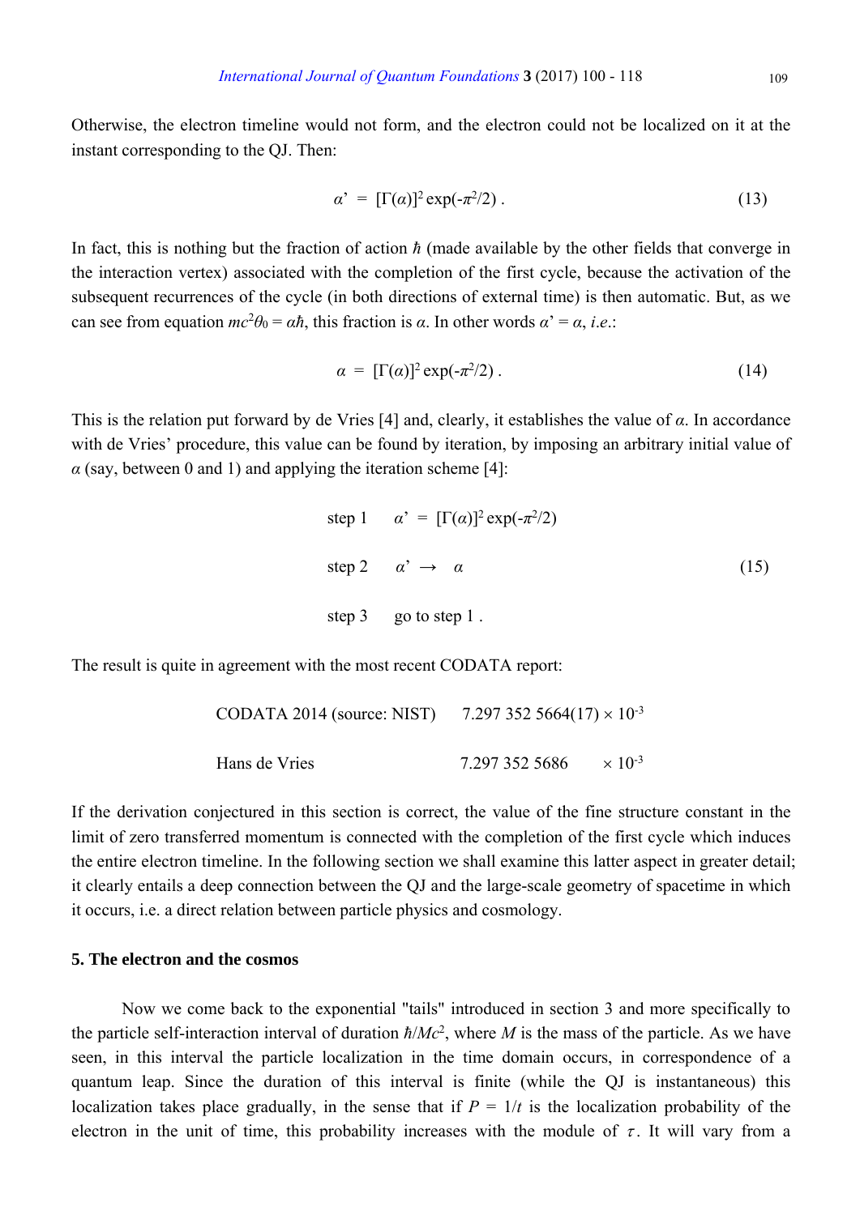Otherwise, the electron timeline would not form, and the electron could not be localized on it at the instant corresponding to the QJ. Then:

$$\alpha' = [\Gamma(\alpha)]^2 \exp(-\pi^2/2) \,. \tag{13}$$

In fact, this is nothing but the fraction of action $\hbar$ (made available by the other fields that converge in the interaction vertex) associated with the completion of the first cycle, because the activation of the subsequent recurrences of the cycle (in both directions of external time) is then automatic. But, as we can see from equation $mc^2\theta_0 = \alpha\hbar$, this fraction is $\alpha$. In other words $\alpha' = \alpha$, *i.e.*:

$$\alpha = [\Gamma(\alpha)]^2 \exp(-\pi^2/2) \,. \tag{14}$$

This is the relation put forward by de Vries [4] and, clearly, it establishes the value of $\alpha$. In accordance with de Vries' procedure, this value can be found by iteration, by imposing an arbitrary initial value of $\alpha$ (say, between 0 and 1) and applying the iteration scheme [4]:

$$\begin{aligned}
&\text{step 1} \qquad \alpha' = [\Gamma(\alpha)]^2 \exp(-\pi^2/2) \\
&\text{step 2} \qquad \alpha' \rightarrow \alpha \\
&\text{step 3} \qquad \text{go to step 1} \,.
\end{aligned} \tag{15}$$

The result is quite in agreement with the most recent CODATA report:

| | |
|---|---|
| CODATA 2014 (source: NIST) | $7.297\,352\,5664(17) \times 10^{-3}$ |
| Hans de Vries | $7.297\,352\,5686 \times 10^{-3}$ |

If the derivation conjectured in this section is correct, the value of the fine structure constant in the limit of zero transferred momentum is connected with the completion of the first cycle which induces the entire electron timeline. In the following section we shall examine this latter aspect in greater detail; it clearly entails a deep connection between the QJ and the large-scale geometry of spacetime in which it occurs, i.e. a direct relation between particle physics and cosmology.

## 5. The electron and the cosmos

Now we come back to the exponential "tails" introduced in section 3 and more specifically to the particle self-interaction interval of duration $\hbar/Mc^2$, where $M$ is the mass of the particle. As we have seen, in this interval the particle localization in the time domain occurs, in correspondence of a quantum leap. Since the duration of this interval is finite (while the QJ is instantaneous) this localization takes place gradually, in the sense that if $P = 1/t$ is the localization probability of the electron in the unit of time, this probability increases with the module of $\tau$. It will vary from a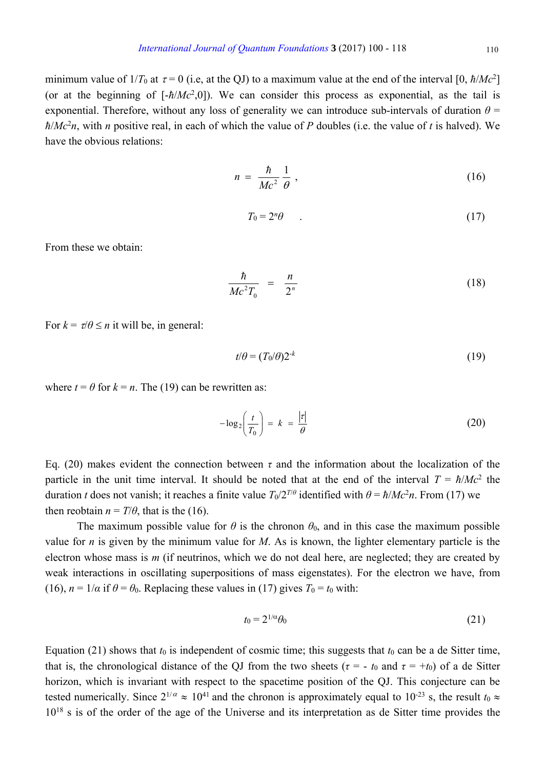minimum value of $1/T_0$ at $\tau = 0$ (i.e, at the QJ) to a maximum value at the end of the interval $[0, \hbar/Mc^2]$ (or at the beginning of $[-\hbar/Mc^2, 0]$). We can consider this process as exponential, as the tail is exponential. Therefore, without any loss of generality we can introduce sub-intervals of duration $\theta = \hbar/Mc^2n$, with $n$ positive real, in each of which the value of $P$ doubles (i.e. the value of $t$ is halved). We have the obvious relations:

$$n = \frac{\hbar}{Mc^2}\frac{1}{\theta}, \tag{16}$$

$$T_0 = 2^n\theta \quad . \tag{17}$$

From these we obtain:

$$\frac{\hbar}{Mc^2 T_0} = \frac{n}{2^n} \tag{18}$$

For $k = \tau/\theta \leq n$ it will be, in general:

$$t/\theta = (T_0/\theta)2^{-k} \tag{19}$$

where $t = \theta$ for $k = n$. The (19) can be rewritten as:

$$-\log_2\left(\frac{t}{T_0}\right) = k = \frac{|\tau|}{\theta} \tag{20}$$

Eq. (20) makes evident the connection between $\tau$ and the information about the localization of the particle in the unit time interval. It should be noted that at the end of the interval $T = \hbar/Mc^2$ the duration $t$ does not vanish; it reaches a finite value $T_0/2^{T/\theta}$ identified with $\theta = \hbar/Mc^2n$. From (17) we then reobtain $n = T/\theta$, that is the (16).

The maximum possible value for $\theta$ is the chronon $\theta_0$, and in this case the maximum possible value for $n$ is given by the minimum value for $M$. As is known, the lighter elementary particle is the electron whose mass is $m$ (if neutrinos, which we do not deal here, are neglected; they are created by weak interactions in oscillating superpositions of mass eigenstates). For the electron we have, from (16), $n = 1/\alpha$ if $\theta = \theta_0$. Replacing these values in (17) gives $T_0 = t_0$ with:

$$t_0 = 2^{1/\alpha}\theta_0 \tag{21}$$

Equation (21) shows that $t_0$ is independent of cosmic time; this suggests that $t_0$ can be a de Sitter time, that is, the chronological distance of the QJ from the two sheets ($\tau = -t_0$ and $\tau = +t_0$) of a de Sitter horizon, which is invariant with respect to the spacetime position of the QJ. This conjecture can be tested numerically. Since $2^{1/\alpha} \approx 10^{41}$ and the chronon is approximately equal to $10^{-23}$ s, the result $t_0 \approx 10^{18}$ s is of the order of the age of the Universe and its interpretation as de Sitter time provides the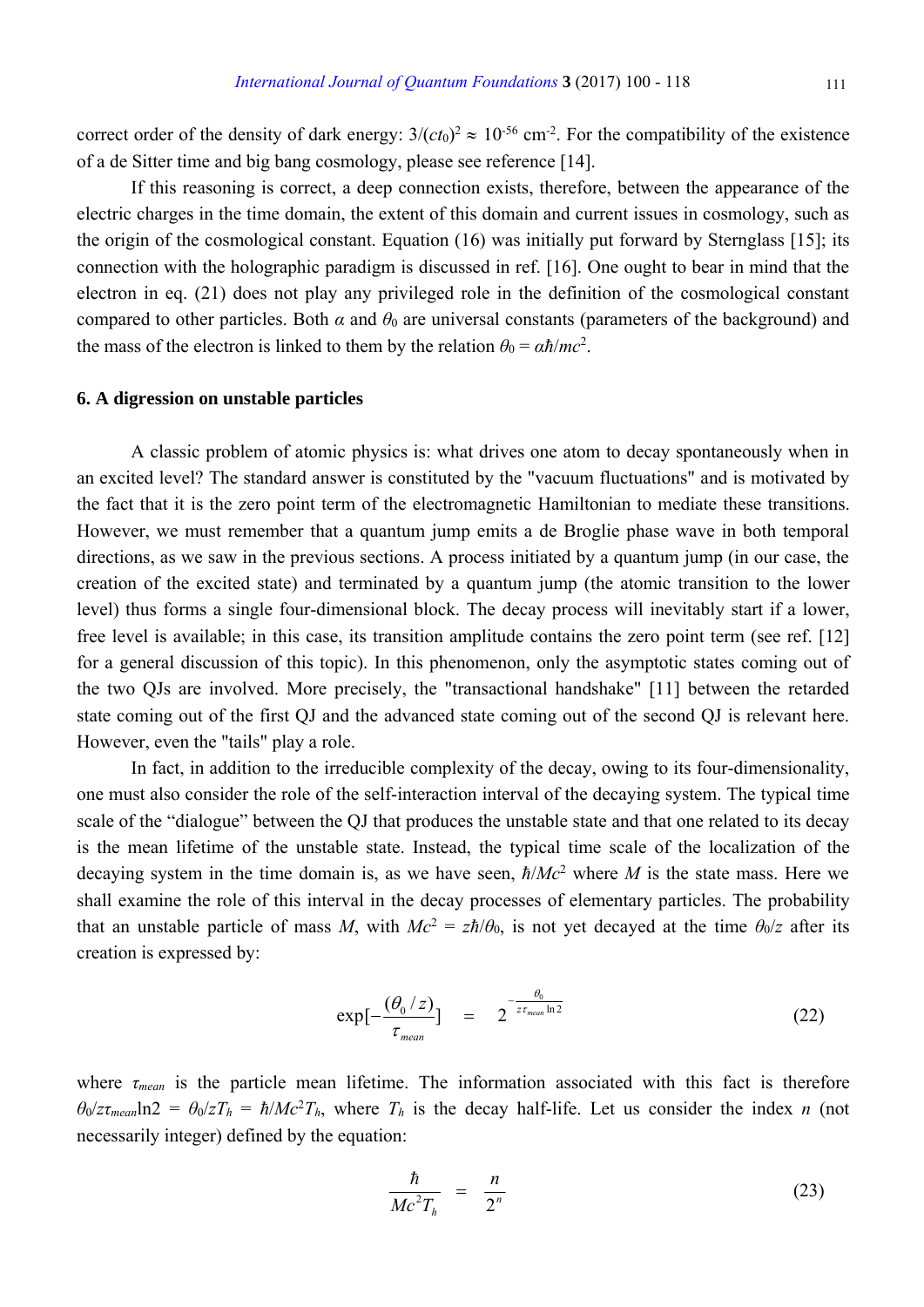correct order of the density of dark energy: $3/(ct_0)^2 \approx 10^{-56}$ cm$^{-2}$. For the compatibility of the existence of a de Sitter time and big bang cosmology, please see reference [14].

If this reasoning is correct, a deep connection exists, therefore, between the appearance of the electric charges in the time domain, the extent of this domain and current issues in cosmology, such as the origin of the cosmological constant. Equation (16) was initially put forward by Sternglass [15]; its connection with the holographic paradigm is discussed in ref. [16]. One ought to bear in mind that the electron in eq. (21) does not play any privileged role in the definition of the cosmological constant compared to other particles. Both $\alpha$ and $\theta_0$ are universal constants (parameters of the background) and the mass of the electron is linked to them by the relation $\theta_0 = \alpha\hbar/mc^2$.

## 6. A digression on unstable particles

A classic problem of atomic physics is: what drives one atom to decay spontaneously when in an excited level? The standard answer is constituted by the "vacuum fluctuations" and is motivated by the fact that it is the zero point term of the electromagnetic Hamiltonian to mediate these transitions. However, we must remember that a quantum jump emits a de Broglie phase wave in both temporal directions, as we saw in the previous sections. A process initiated by a quantum jump (in our case, the creation of the excited state) and terminated by a quantum jump (the atomic transition to the lower level) thus forms a single four-dimensional block. The decay process will inevitably start if a lower, free level is available; in this case, its transition amplitude contains the zero point term (see ref. [12] for a general discussion of this topic). In this phenomenon, only the asymptotic states coming out of the two QJs are involved. More precisely, the "transactional handshake" [11] between the retarded state coming out of the first QJ and the advanced state coming out of the second QJ is relevant here. However, even the "tails" play a role.

In fact, in addition to the irreducible complexity of the decay, owing to its four-dimensionality, one must also consider the role of the self-interaction interval of the decaying system. The typical time scale of the "dialogue" between the QJ that produces the unstable state and that one related to its decay is the mean lifetime of the unstable state. Instead, the typical time scale of the localization of the decaying system in the time domain is, as we have seen, $\hbar/Mc^2$ where $M$ is the state mass. Here we shall examine the role of this interval in the decay processes of elementary particles. The probability that an unstable particle of mass $M$, with $Mc^2 = z\hbar/\theta_0$, is not yet decayed at the time $\theta_0/z$ after its creation is expressed by:

$$\exp[-\frac{(\theta_0/z)}{\tau_{mean}}] \quad = \quad 2^{-\frac{\theta_0}{z\tau_{mean}\ln 2}} \tag{22}$$

where $\tau_{mean}$ is the particle mean lifetime. The information associated with this fact is therefore $\theta_0/z\tau_{mean}\ln 2 = \theta_0/zT_h = \hbar/Mc^2T_h$, where $T_h$ is the decay half-life. Let us consider the index $n$ (not necessarily integer) defined by the equation:

$$\frac{\hbar}{Mc^2T_h} \quad = \quad \frac{n}{2^n} \tag{23}$$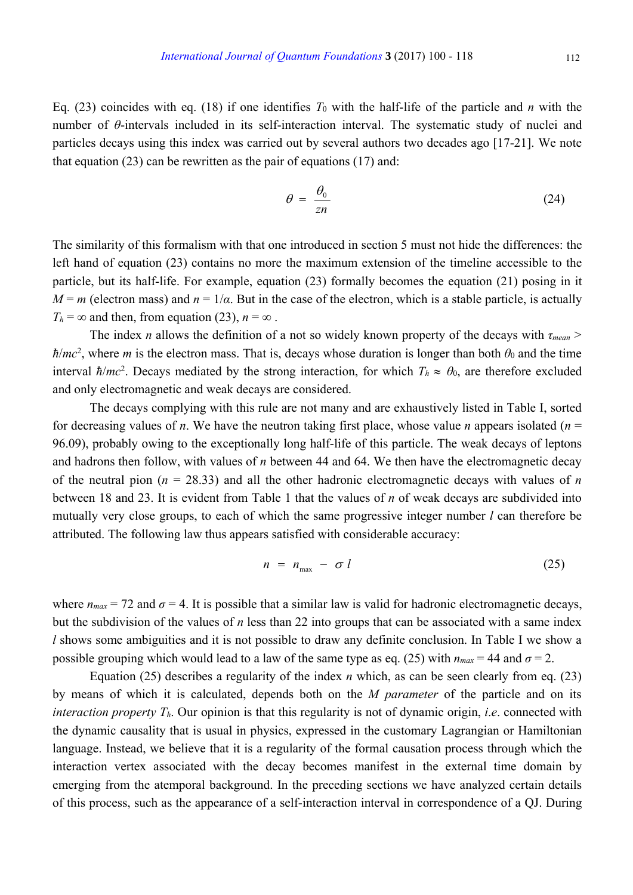Eq. (23) coincides with eq. (18) if one identifies $T_0$ with the half-life of the particle and $n$ with the number of $\theta$-intervals included in its self-interaction interval. The systematic study of nuclei and particles decays using this index was carried out by several authors two decades ago [17-21]. We note that equation (23) can be rewritten as the pair of equations (17) and:

$$\theta = \frac{\theta_0}{zn} \tag{24}$$

The similarity of this formalism with that one introduced in section 5 must not hide the differences: the left hand of equation (23) contains no more the maximum extension of the timeline accessible to the particle, but its half-life. For example, equation (23) formally becomes the equation (21) posing in it $M = m$ (electron mass) and $n = 1/\alpha$. But in the case of the electron, which is a stable particle, is actually $T_h = \infty$ and then, from equation (23), $n = \infty$ .

The index $n$ allows the definition of a not so widely known property of the decays with $\tau_{mean} > \hbar/mc^2$, where $m$ is the electron mass. That is, decays whose duration is longer than both $\theta_0$ and the time interval $\hbar/mc^2$. Decays mediated by the strong interaction, for which $T_h \approx \theta_0$, are therefore excluded and only electromagnetic and weak decays are considered.

The decays complying with this rule are not many and are exhaustively listed in Table I, sorted for decreasing values of $n$. We have the neutron taking first place, whose value $n$ appears isolated ($n$ = 96.09), probably owing to the exceptionally long half-life of this particle. The weak decays of leptons and hadrons then follow, with values of $n$ between 44 and 64. We then have the electromagnetic decay of the neutral pion ($n$ = 28.33) and all the other hadronic electromagnetic decays with values of $n$ between 18 and 23. It is evident from Table 1 that the values of $n$ of weak decays are subdivided into mutually very close groups, to each of which the same progressive integer number $l$ can therefore be attributed. The following law thus appears satisfied with considerable accuracy:

$$n = n_{\max} - \sigma l \tag{25}$$

where $n_{max} = 72$ and $\sigma = 4$. It is possible that a similar law is valid for hadronic electromagnetic decays, but the subdivision of the values of $n$ less than 22 into groups that can be associated with a same index $l$ shows some ambiguities and it is not possible to draw any definite conclusion. In Table I we show a possible grouping which would lead to a law of the same type as eq. (25) with $n_{max} = 44$ and $\sigma = 2$.

Equation (25) describes a regularity of the index $n$ which, as can be seen clearly from eq. (23) by means of which it is calculated, depends both on the *M parameter* of the particle and on its *interaction property* $T_h$. Our opinion is that this regularity is not of dynamic origin, *i.e*. connected with the dynamic causality that is usual in physics, expressed in the customary Lagrangian or Hamiltonian language. Instead, we believe that it is a regularity of the formal causation process through which the interaction vertex associated with the decay becomes manifest in the external time domain by emerging from the atemporal background. In the preceding sections we have analyzed certain details of this process, such as the appearance of a self-interaction interval in correspondence of a QJ. During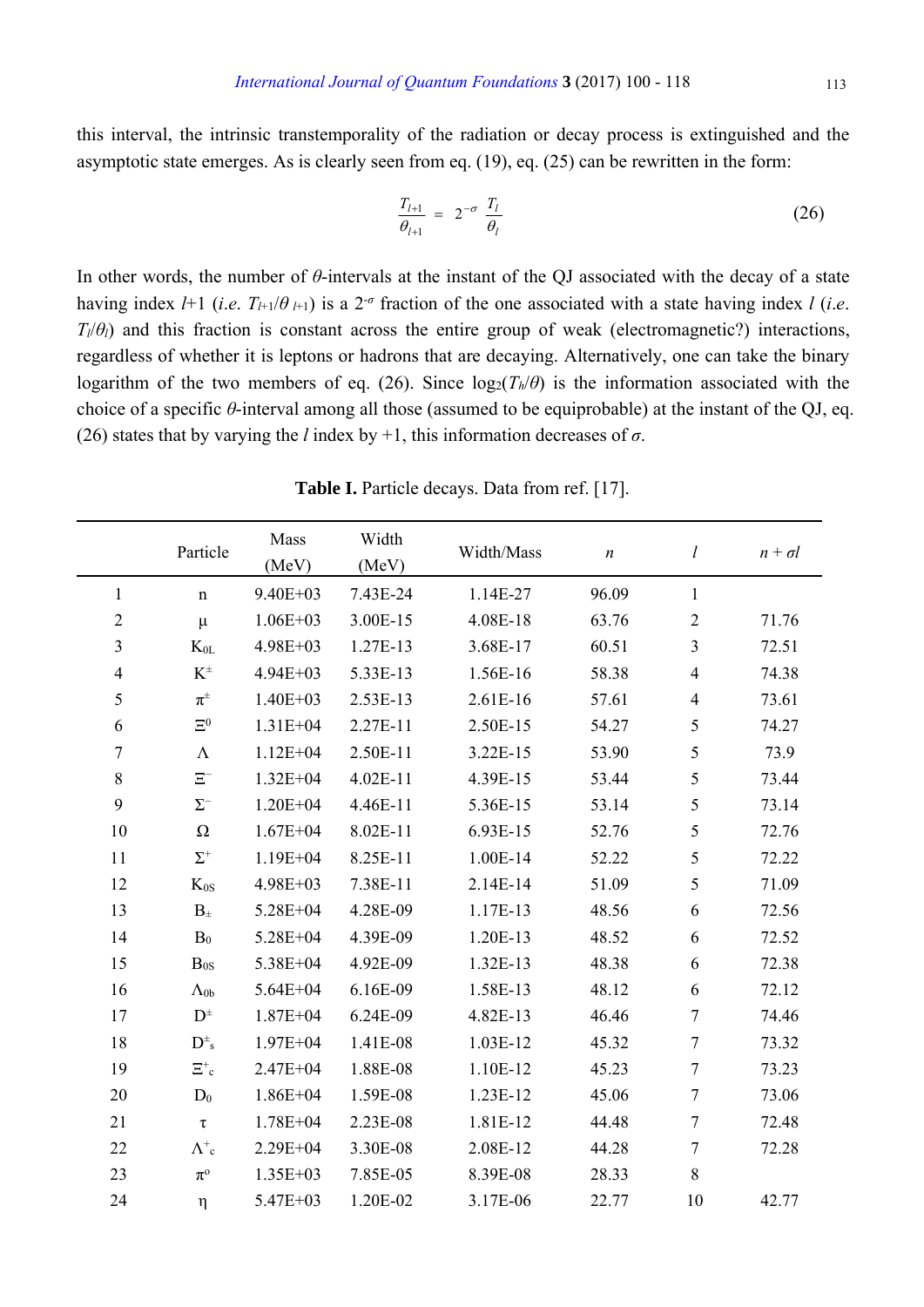this interval, the intrinsic transtemporality of the radiation or decay process is extinguished and the asymptotic state emerges. As is clearly seen from eq. (19), eq. (25) can be rewritten in the form:

$$\frac{T_{l+1}}{\theta_{l+1}} = 2^{-\sigma}\,\frac{T_l}{\theta_l} \tag{26}$$

In other words, the number of $\theta$-intervals at the instant of the QJ associated with the decay of a state having index $l$+1 (*i.e.* $T_{l+1}/\theta_{l+1}$) is a $2^{-\sigma}$ fraction of the one associated with a state having index $l$ (*i.e.* $T_l/\theta_l$) and this fraction is constant across the entire group of weak (electromagnetic?) interactions, regardless of whether it is leptons or hadrons that are decaying. Alternatively, one can take the binary logarithm of the two members of eq. (26). Since $\log_2(T_h/\theta)$ is the information associated with the choice of a specific $\theta$-interval among all those (assumed to be equiprobable) at the instant of the QJ, eq. (26) states that by varying the $l$ index by +1, this information decreases of $\sigma$.

**Table I.** Particle decays. Data from ref. [17].

| | Particle | Mass (MeV) | Width (MeV) | Width/Mass | $n$ | $l$ | $n + \sigma l$ |
|---|---|---|---|---|---|---|---|
| 1 | n | 9.40E+03 | 7.43E-24 | 1.14E-27 | 96.09 | 1 | |
| 2 | $\mu$ | 1.06E+03 | 3.00E-15 | 4.08E-18 | 63.76 | 2 | 71.76 |
| 3 | $K_{0L}$ | 4.98E+03 | 1.27E-13 | 3.68E-17 | 60.51 | 3 | 72.51 |
| 4 | $K^{\pm}$ | 4.94E+03 | 5.33E-13 | 1.56E-16 | 58.38 | 4 | 74.38 |
| 5 | $\pi^{\pm}$ | 1.40E+03 | 2.53E-13 | 2.61E-16 | 57.61 | 4 | 73.61 |
| 6 | $\Xi^0$ | 1.31E+04 | 2.27E-11 | 2.50E-15 | 54.27 | 5 | 74.27 |
| 7 | $\Lambda$ | 1.12E+04 | 2.50E-11 | 3.22E-15 | 53.90 | 5 | 73.9 |
| 8 | $\Xi^-$ | 1.32E+04 | 4.02E-11 | 4.39E-15 | 53.44 | 5 | 73.44 |
| 9 | $\Sigma^-$ | 1.20E+04 | 4.46E-11 | 5.36E-15 | 53.14 | 5 | 73.14 |
| 10 | $\Omega$ | 1.67E+04 | 8.02E-11 | 6.93E-15 | 52.76 | 5 | 72.76 |
| 11 | $\Sigma^+$ | 1.19E+04 | 8.25E-11 | 1.00E-14 | 52.22 | 5 | 72.22 |
| 12 | $K_{0S}$ | 4.98E+03 | 7.38E-11 | 2.14E-14 | 51.09 | 5 | 71.09 |
| 13 | $B_{\pm}$ | 5.28E+04 | 4.28E-09 | 1.17E-13 | 48.56 | 6 | 72.56 |
| 14 | $B_0$ | 5.28E+04 | 4.39E-09 | 1.20E-13 | 48.52 | 6 | 72.52 |
| 15 | $B_{0S}$ | 5.38E+04 | 4.92E-09 | 1.32E-13 | 48.38 | 6 | 72.38 |
| 16 | $\Lambda_{0b}$ | 5.64E+04 | 6.16E-09 | 1.58E-13 | 48.12 | 6 | 72.12 |
| 17 | $D^{\pm}$ | 1.87E+04 | 6.24E-09 | 4.82E-13 | 46.46 | 7 | 74.46 |
| 18 | $D^{\pm}_s$ | 1.97E+04 | 1.41E-08 | 1.03E-12 | 45.32 | 7 | 73.32 |
| 19 | $\Xi^+_c$ | 2.47E+04 | 1.88E-08 | 1.10E-12 | 45.23 | 7 | 73.23 |
| 20 | $D_0$ | 1.86E+04 | 1.59E-08 | 1.23E-12 | 45.06 | 7 | 73.06 |
| 21 | $\tau$ | 1.78E+04 | 2.23E-08 | 1.81E-12 | 44.48 | 7 | 72.48 |
| 22 | $\Lambda^+_c$ | 2.29E+04 | 3.30E-08 | 2.08E-12 | 44.28 | 7 | 72.28 |
| 23 | $\pi^o$ | 1.35E+03 | 7.85E-05 | 8.39E-08 | 28.33 | 8 | |
| 24 | $\eta$ | 5.47E+03 | 1.20E-02 | 3.17E-06 | 22.77 | 10 | 42.77 |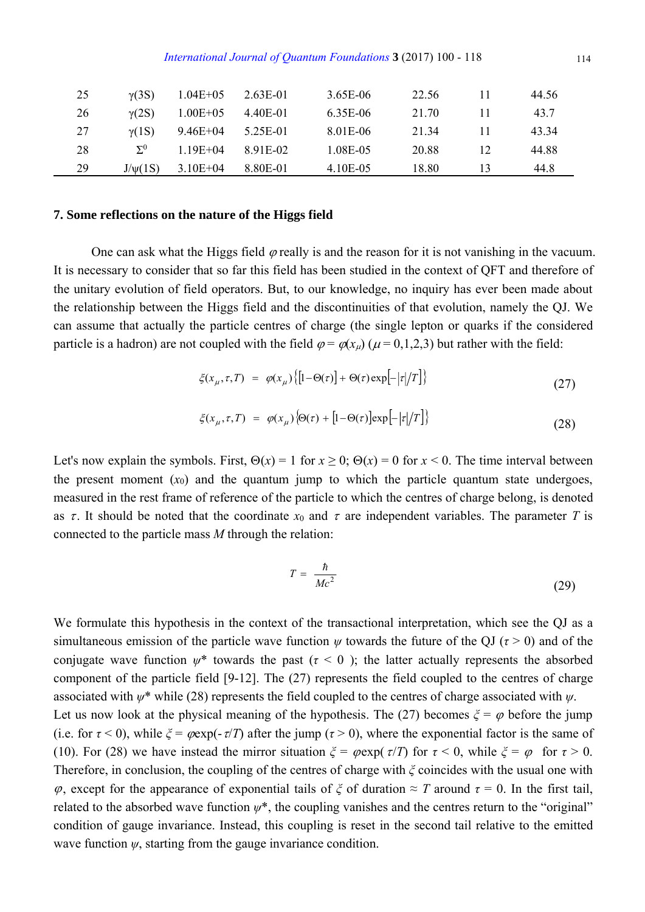| 25 | γ(3S) | 1.04E+05 | 2.63E-01 | 3.65E-06 | 22.56 | 11 | 44.56 |
|---|---|---|---|---|---|---|---|
| 26 | γ(2S) | 1.00E+05 | 4.40E-01 | 6.35E-06 | 21.70 | 11 | 43.7 |
| 27 | γ(1S) | 9.46E+04 | 5.25E-01 | 8.01E-06 | 21.34 | 11 | 43.34 |
| 28 | $\Sigma^0$ | 1.19E+04 | 8.91E-02 | 1.08E-05 | 20.88 | 12 | 44.88 |
| 29 | J/ψ(1S) | 3.10E+04 | 8.80E-01 | 4.10E-05 | 18.80 | 13 | 44.8 |

## 7. Some reflections on the nature of the Higgs field

One can ask what the Higgs field $\varphi$ really is and the reason for it is not vanishing in the vacuum. It is necessary to consider that so far this field has been studied in the context of QFT and therefore of the unitary evolution of field operators. But, to our knowledge, no inquiry has ever been made about the relationship between the Higgs field and the discontinuities of that evolution, namely the QJ. We can assume that actually the particle centres of charge (the single lepton or quarks if the considered particle is a hadron) are not coupled with the field $\varphi = \varphi(x_\mu)$ ($\mu = 0,1,2,3$) but rather with the field:

$$\xi(x_\mu, \tau, T) = \varphi(x_\mu)\left\{[1 - \Theta(\tau)] + \Theta(\tau)\exp[-|\tau|/T]\right\} \tag{27}$$

$$\xi(x_\mu, \tau, T) = \varphi(x_\mu)\left\{\Theta(\tau) + [1 - \Theta(\tau)]\exp[-|\tau|/T]\right\} \tag{28}$$

Let's now explain the symbols. First, $\Theta(x) = 1$ for $x \geq 0$; $\Theta(x) = 0$ for $x < 0$. The time interval between the present moment ($x_0$) and the quantum jump to which the particle quantum state undergoes, measured in the rest frame of reference of the particle to which the centres of charge belong, is denoted as $\tau$. It should be noted that the coordinate $x_0$ and $\tau$ are independent variables. The parameter $T$ is connected to the particle mass $M$ through the relation:

$$T = \frac{\hbar}{Mc^2} \tag{29}$$

We formulate this hypothesis in the context of the transactional interpretation, which see the QJ as a simultaneous emission of the particle wave function $\psi$ towards the future of the QJ ($\tau > 0$) and of the conjugate wave function $\psi^*$ towards the past ($\tau < 0$ ); the latter actually represents the absorbed component of the particle field [9-12]. The (27) represents the field coupled to the centres of charge associated with $\psi^*$ while (28) represents the field coupled to the centres of charge associated with $\psi$.

Let us now look at the physical meaning of the hypothesis. The (27) becomes $\xi = \varphi$ before the jump (i.e. for $\tau < 0$), while $\xi = \varphi\exp(-\tau/T)$ after the jump ($\tau > 0$), where the exponential factor is the same of (10). For (28) we have instead the mirror situation $\xi = \varphi\exp(\tau/T)$ for $\tau < 0$, while $\xi = \varphi$ for $\tau > 0$. Therefore, in conclusion, the coupling of the centres of charge with $\xi$ coincides with the usual one with $\varphi$, except for the appearance of exponential tails of $\xi$ of duration $\approx T$ around $\tau = 0$. In the first tail, related to the absorbed wave function $\psi^*$, the coupling vanishes and the centres return to the "original" condition of gauge invariance. Instead, this coupling is reset in the second tail relative to the emitted wave function $\psi$, starting from the gauge invariance condition.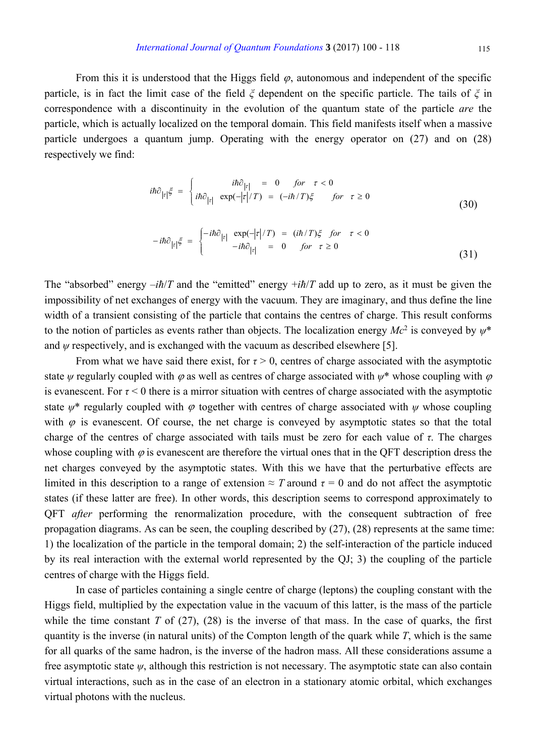From this it is understood that the Higgs field $\varphi$, autonomous and independent of the specific particle, is in fact the limit case of the field $\xi$ dependent on the specific particle. The tails of $\xi$ in correspondence with a discontinuity in the evolution of the quantum state of the particle *are* the particle, which is actually localized on the temporal domain. This field manifests itself when a massive particle undergoes a quantum jump. Operating with the energy operator on (27) and on (28) respectively we find:

$$
i\hbar\partial_{|\tau|}\xi = \begin{cases} i\hbar\partial_{|\tau|} = 0 \quad for \quad \tau < 0 \\ i\hbar\partial_{|\tau|} \exp(-|\tau|/T) = (-i\hbar/T)\xi \quad for \quad \tau \geq 0 \end{cases} \tag{30}
$$

$$
-i\hbar\partial_{|\tau|}\xi = \begin{cases} -i\hbar\partial_{|\tau|} \exp(-|\tau|/T) = (i\hbar/T)\xi \quad for \quad \tau < 0 \\ -i\hbar\partial_{|\tau|} = 0 \quad for \quad \tau \geq 0 \end{cases} \tag{31}
$$

The "absorbed" energy $-i\hbar/T$ and the "emitted" energy $+i\hbar/T$ add up to zero, as it must be given the impossibility of net exchanges of energy with the vacuum. They are imaginary, and thus define the line width of a transient consisting of the particle that contains the centres of charge. This result conforms to the notion of particles as events rather than objects. The localization energy $Mc^2$ is conveyed by $\psi^*$ and $\psi$ respectively, and is exchanged with the vacuum as described elsewhere [5].

From what we have said there exist, for $\tau > 0$, centres of charge associated with the asymptotic state $\psi$ regularly coupled with $\varphi$ as well as centres of charge associated with $\psi^*$ whose coupling with $\varphi$ is evanescent. For $\tau < 0$ there is a mirror situation with centres of charge associated with the asymptotic state $\psi^*$ regularly coupled with $\varphi$ together with centres of charge associated with $\psi$ whose coupling with $\varphi$ is evanescent. Of course, the net charge is conveyed by asymptotic states so that the total charge of the centres of charge associated with tails must be zero for each value of $\tau$. The charges whose coupling with $\varphi$ is evanescent are therefore the virtual ones that in the QFT description dress the net charges conveyed by the asymptotic states. With this we have that the perturbative effects are limited in this description to a range of extension $\approx T$ around $\tau = 0$ and do not affect the asymptotic states (if these latter are free). In other words, this description seems to correspond approximately to QFT *after* performing the renormalization procedure, with the consequent subtraction of free propagation diagrams. As can be seen, the coupling described by (27), (28) represents at the same time: 1) the localization of the particle in the temporal domain; 2) the self-interaction of the particle induced by its real interaction with the external world represented by the QJ; 3) the coupling of the particle centres of charge with the Higgs field.

In case of particles containing a single centre of charge (leptons) the coupling constant with the Higgs field, multiplied by the expectation value in the vacuum of this latter, is the mass of the particle while the time constant $T$ of (27), (28) is the inverse of that mass. In the case of quarks, the first quantity is the inverse (in natural units) of the Compton length of the quark while $T$, which is the same for all quarks of the same hadron, is the inverse of the hadron mass. All these considerations assume a free asymptotic state $\psi$, although this restriction is not necessary. The asymptotic state can also contain virtual interactions, such as in the case of an electron in a stationary atomic orbital, which exchanges virtual photons with the nucleus.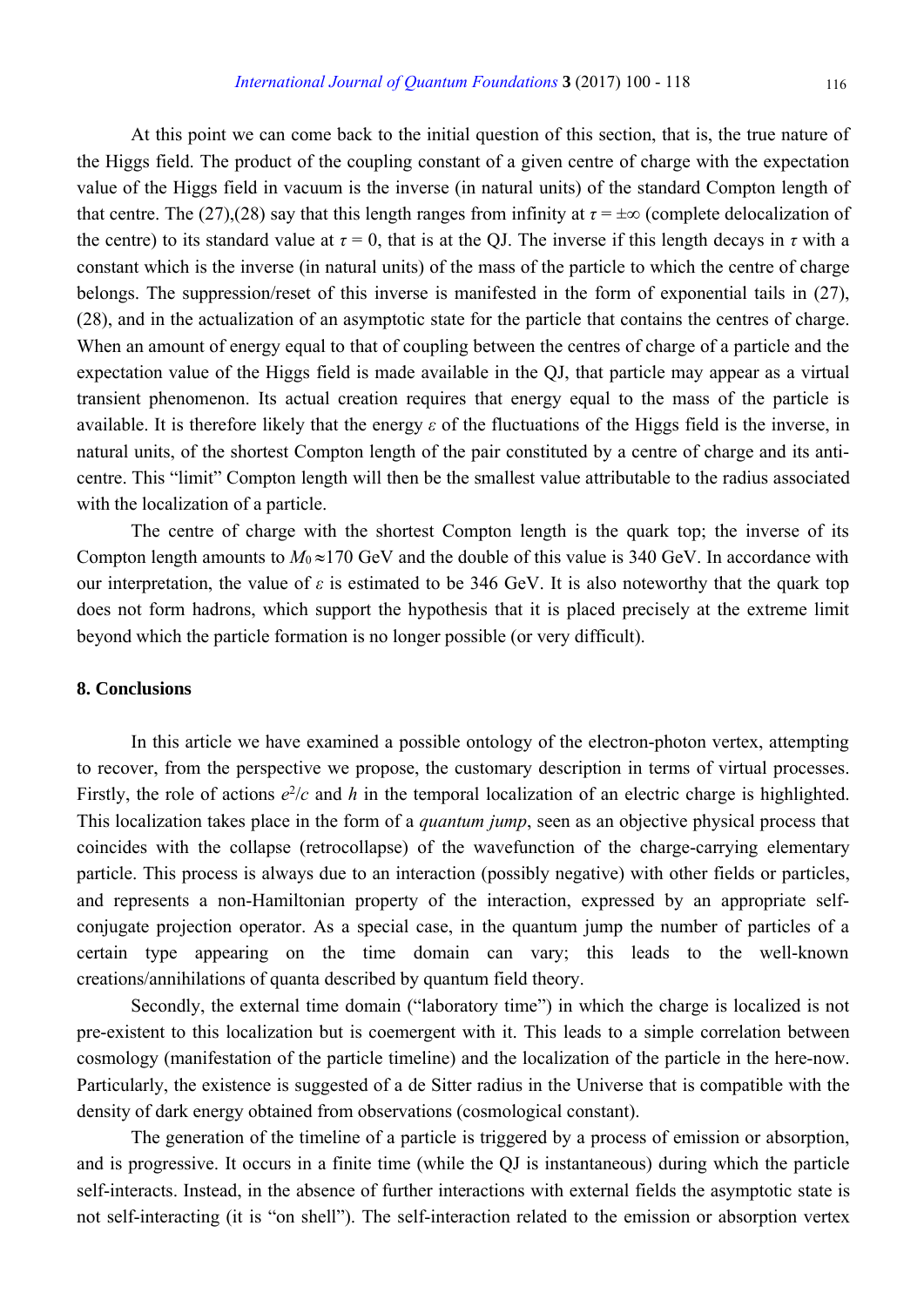At this point we can come back to the initial question of this section, that is, the true nature of the Higgs field. The product of the coupling constant of a given centre of charge with the expectation value of the Higgs field in vacuum is the inverse (in natural units) of the standard Compton length of that centre. The (27),(28) say that this length ranges from infinity at $\tau = \pm\infty$ (complete delocalization of the centre) to its standard value at $\tau = 0$, that is at the QJ. The inverse if this length decays in $\tau$ with a constant which is the inverse (in natural units) of the mass of the particle to which the centre of charge belongs. The suppression/reset of this inverse is manifested in the form of exponential tails in (27), (28), and in the actualization of an asymptotic state for the particle that contains the centres of charge. When an amount of energy equal to that of coupling between the centres of charge of a particle and the expectation value of the Higgs field is made available in the QJ, that particle may appear as a virtual transient phenomenon. Its actual creation requires that energy equal to the mass of the particle is available. It is therefore likely that the energy $\varepsilon$ of the fluctuations of the Higgs field is the inverse, in natural units, of the shortest Compton length of the pair constituted by a centre of charge and its anti-centre. This "limit" Compton length will then be the smallest value attributable to the radius associated with the localization of a particle.

The centre of charge with the shortest Compton length is the quark top; the inverse of its Compton length amounts to $M_0 \approx 170$ GeV and the double of this value is 340 GeV. In accordance with our interpretation, the value of $\varepsilon$ is estimated to be 346 GeV. It is also noteworthy that the quark top does not form hadrons, which support the hypothesis that it is placed precisely at the extreme limit beyond which the particle formation is no longer possible (or very difficult).

## 8. Conclusions

In this article we have examined a possible ontology of the electron-photon vertex, attempting to recover, from the perspective we propose, the customary description in terms of virtual processes. Firstly, the role of actions $e^2/c$ and $h$ in the temporal localization of an electric charge is highlighted. This localization takes place in the form of a *quantum jump*, seen as an objective physical process that coincides with the collapse (retrocollapse) of the wavefunction of the charge-carrying elementary particle. This process is always due to an interaction (possibly negative) with other fields or particles, and represents a non-Hamiltonian property of the interaction, expressed by an appropriate self-conjugate projection operator. As a special case, in the quantum jump the number of particles of a certain type appearing on the time domain can vary; this leads to the well-known creations/annihilations of quanta described by quantum field theory.

Secondly, the external time domain ("laboratory time") in which the charge is localized is not pre-existent to this localization but is coemergent with it. This leads to a simple correlation between cosmology (manifestation of the particle timeline) and the localization of the particle in the here-now. Particularly, the existence is suggested of a de Sitter radius in the Universe that is compatible with the density of dark energy obtained from observations (cosmological constant).

The generation of the timeline of a particle is triggered by a process of emission or absorption, and is progressive. It occurs in a finite time (while the QJ is instantaneous) during which the particle self-interacts. Instead, in the absence of further interactions with external fields the asymptotic state is not self-interacting (it is "on shell"). The self-interaction related to the emission or absorption vertex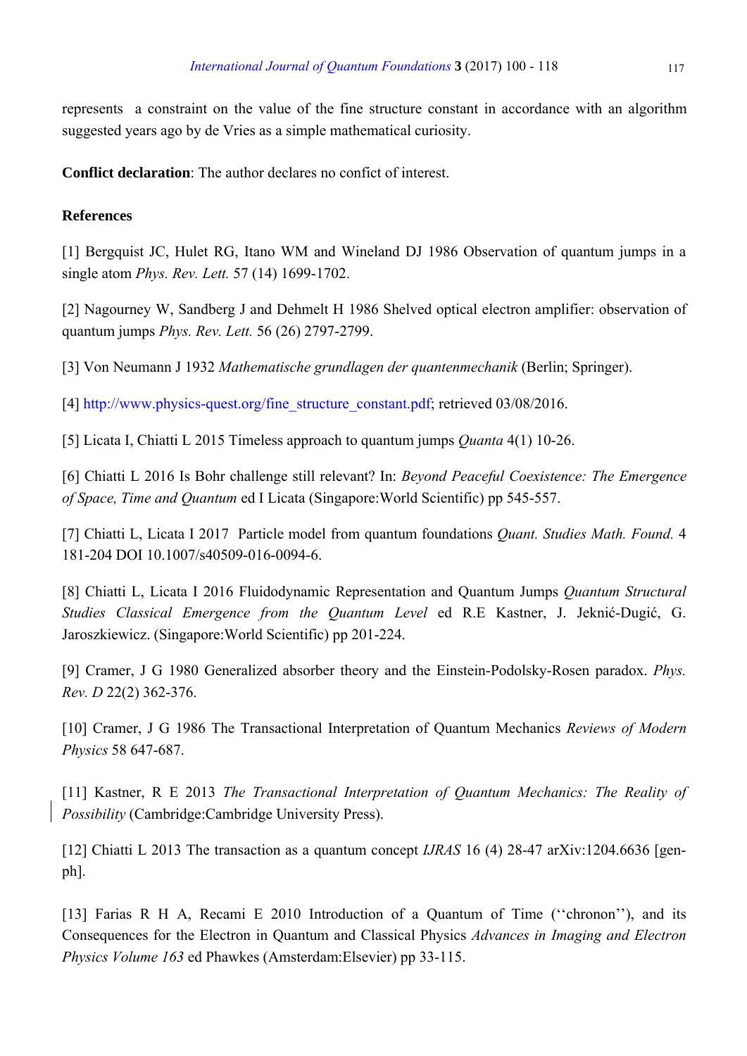represents a constraint on the value of the fine structure constant in accordance with an algorithm suggested years ago by de Vries as a simple mathematical curiosity.

**Conflict declaration**: The author declares no confict of interest.

**References**

[1] Bergquist JC, Hulet RG, Itano WM and Wineland DJ 1986 Observation of quantum jumps in a single atom *Phys. Rev. Lett.* 57 (14) 1699-1702.

[2] Nagourney W, Sandberg J and Dehmelt H 1986 Shelved optical electron amplifier: observation of quantum jumps *Phys. Rev. Lett.* 56 (26) 2797-2799.

[3] Von Neumann J 1932 *Mathematische grundlagen der quantenmechanik* (Berlin; Springer).

[4] http://www.physics-quest.org/fine_structure_constant.pdf; retrieved 03/08/2016.

[5] Licata I, Chiatti L 2015 Timeless approach to quantum jumps *Quanta* 4(1) 10-26.

[6] Chiatti L 2016 Is Bohr challenge still relevant? In: *Beyond Peaceful Coexistence: The Emergence of Space, Time and Quantum* ed I Licata (Singapore:World Scientific) pp 545-557.

[7] Chiatti L, Licata I 2017 Particle model from quantum foundations *Quant. Studies Math. Found.* 4 181-204 DOI 10.1007/s40509-016-0094-6.

[8] Chiatti L, Licata I 2016 Fluidodynamic Representation and Quantum Jumps *Quantum Structural Studies Classical Emergence from the Quantum Level* ed R.E Kastner, J. Jeknić-Dugić, G. Jaroszkiewicz. (Singapore:World Scientific) pp 201-224.

[9] Cramer, J G 1980 Generalized absorber theory and the Einstein-Podolsky-Rosen paradox. *Phys. Rev. D* 22(2) 362-376.

[10] Cramer, J G 1986 The Transactional Interpretation of Quantum Mechanics *Reviews of Modern Physics* 58 647-687.

[11] Kastner, R E 2013 *The Transactional Interpretation of Quantum Mechanics: The Reality of Possibility* (Cambridge:Cambridge University Press).

[12] Chiatti L 2013 The transaction as a quantum concept *IJRAS* 16 (4) 28-47 arXiv:1204.6636 [gen-ph].

[13] Farias R H A, Recami E 2010 Introduction of a Quantum of Time (''chronon''), and its Consequences for the Electron in Quantum and Classical Physics *Advances in Imaging and Electron Physics Volume 163* ed Phawkes (Amsterdam:Elsevier) pp 33-115.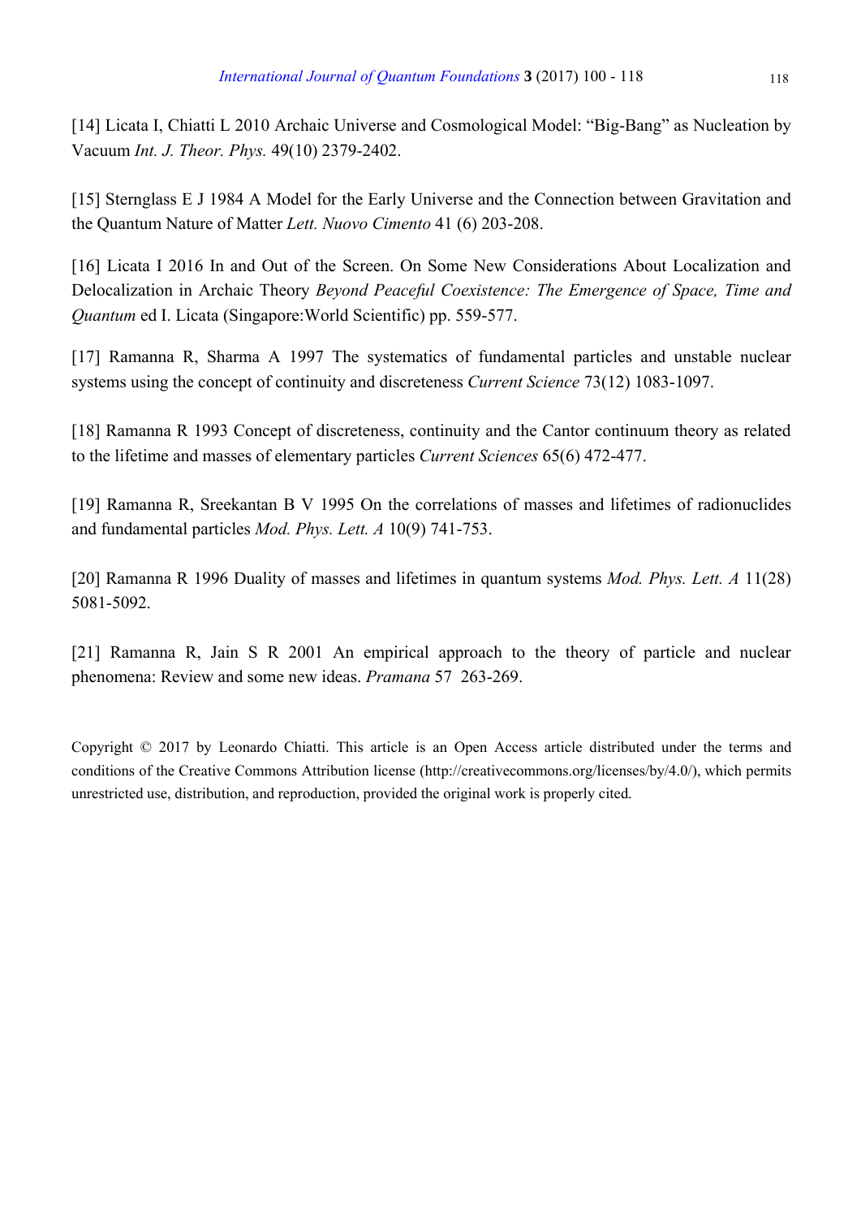[14] Licata I, Chiatti L 2010 Archaic Universe and Cosmological Model: “Big-Bang” as Nucleation by Vacuum *Int. J. Theor. Phys.* 49(10) 2379-2402.

[15] Sternglass E J 1984 A Model for the Early Universe and the Connection between Gravitation and the Quantum Nature of Matter *Lett. Nuovo Cimento* 41 (6) 203-208.

[16] Licata I 2016 In and Out of the Screen. On Some New Considerations About Localization and Delocalization in Archaic Theory *Beyond Peaceful Coexistence: The Emergence of Space, Time and Quantum* ed I. Licata (Singapore:World Scientific) pp. 559-577.

[17] Ramanna R, Sharma A 1997 The systematics of fundamental particles and unstable nuclear systems using the concept of continuity and discreteness *Current Science* 73(12) 1083-1097.

[18] Ramanna R 1993 Concept of discreteness, continuity and the Cantor continuum theory as related to the lifetime and masses of elementary particles *Current Sciences* 65(6) 472-477.

[19] Ramanna R, Sreekantan B V 1995 On the correlations of masses and lifetimes of radionuclides and fundamental particles *Mod. Phys. Lett. A* 10(9) 741-753.

[20] Ramanna R 1996 Duality of masses and lifetimes in quantum systems *Mod. Phys. Lett. A* 11(28) 5081-5092.

[21] Ramanna R, Jain S R 2001 An empirical approach to the theory of particle and nuclear phenomena: Review and some new ideas. *Pramana* 57 263-269.

Copyright © 2017 by Leonardo Chiatti. This article is an Open Access article distributed under the terms and conditions of the Creative Commons Attribution license (http://creativecommons.org/licenses/by/4.0/), which permits unrestricted use, distribution, and reproduction, provided the original work is properly cited.